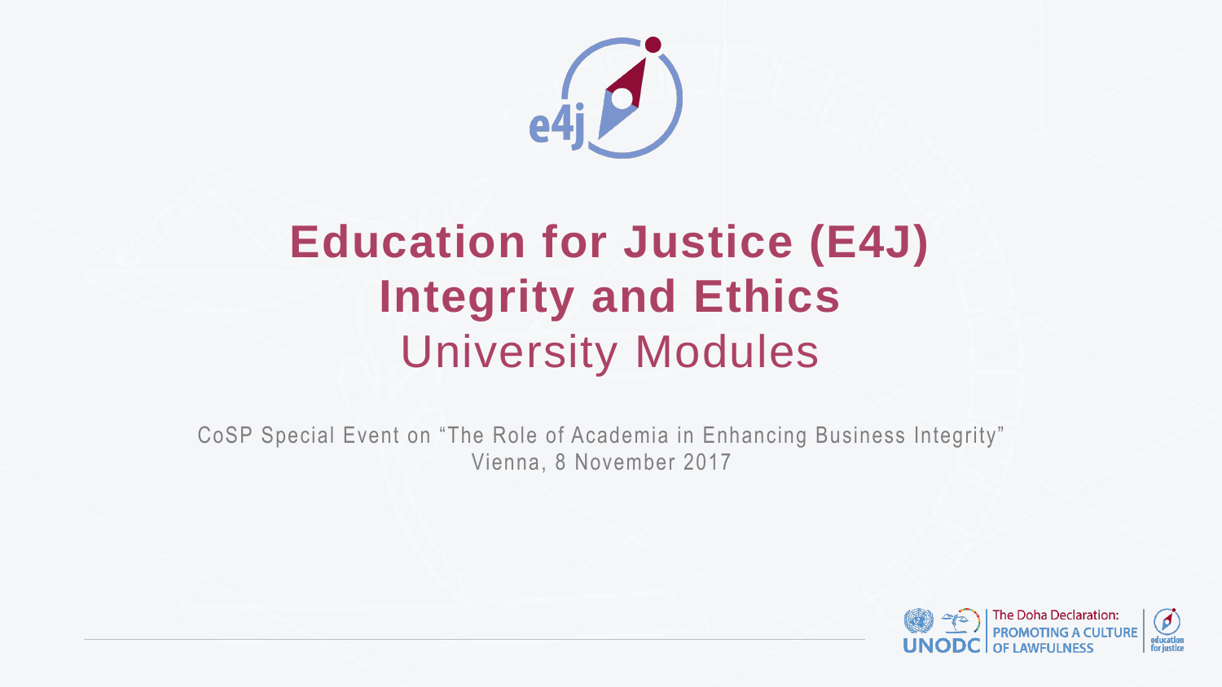# Education for Justice (E4J) Integrity and Ethics

## University Modules

CoSP Special Event on "The Role of Academia in Enhancing Business Integrity"
Vienna, 8 November 2017

UNODC

The Doha Declaration:
PROMOTING A CULTURE OF LAWFULNESS

education for justice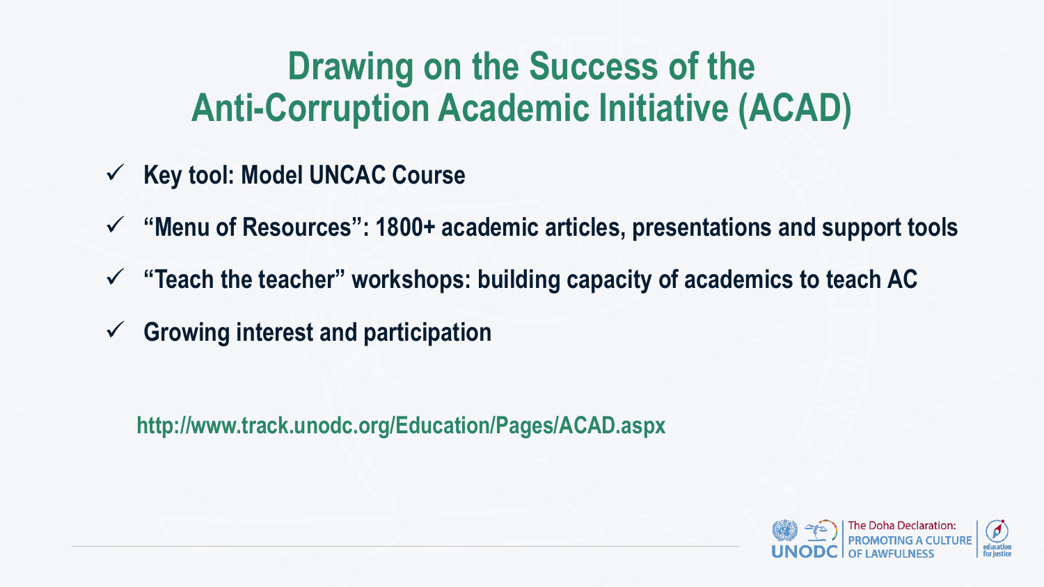# Drawing on the Success of the Anti-Corruption Academic Initiative (ACAD)

- ✓ **Key tool: Model UNCAC Course**
- ✓ **"Menu of Resources": 1800+ academic articles, presentations and support tools**
- ✓ **"Teach the teacher" workshops: building capacity of academics to teach AC**
- ✓ **Growing interest and participation**

**http://www.track.unodc.org/Education/Pages/ACAD.aspx**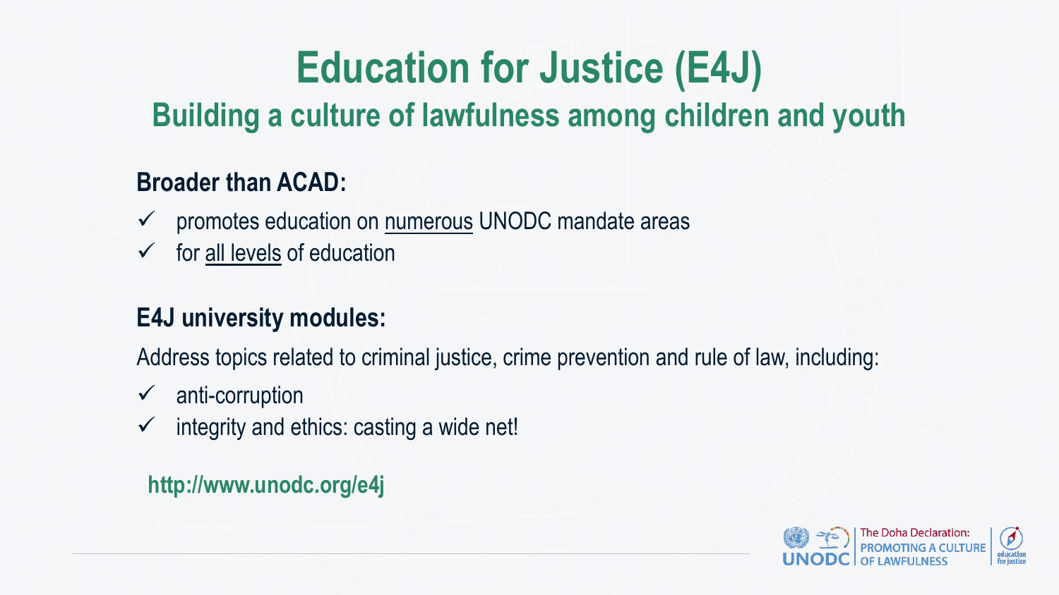# Education for Justice (E4J)

## Building a culture of lawfulness among children and youth

**Broader than ACAD:**

- ✓ promotes education on numerous UNODC mandate areas
- ✓ for all levels of education

**E4J university modules:**

Address topics related to criminal justice, crime prevention and rule of law, including:

- ✓ anti-corruption
- ✓ integrity and ethics: casting a wide net!

**http://www.unodc.org/e4j**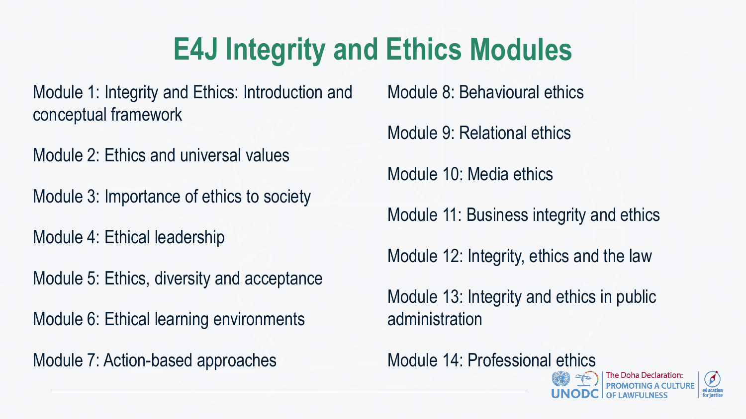# E4J Integrity and Ethics Modules

Module 1: Integrity and Ethics: Introduction and conceptual framework

Module 2: Ethics and universal values

Module 3: Importance of ethics to society

Module 4: Ethical leadership

Module 5: Ethics, diversity and acceptance

Module 6: Ethical learning environments

Module 7: Action-based approaches

Module 8: Behavioural ethics

Module 9: Relational ethics

Module 10: Media ethics

Module 11: Business integrity and ethics

Module 12: Integrity, ethics and the law

Module 13: Integrity and ethics in public administration

Module 14: Professional ethics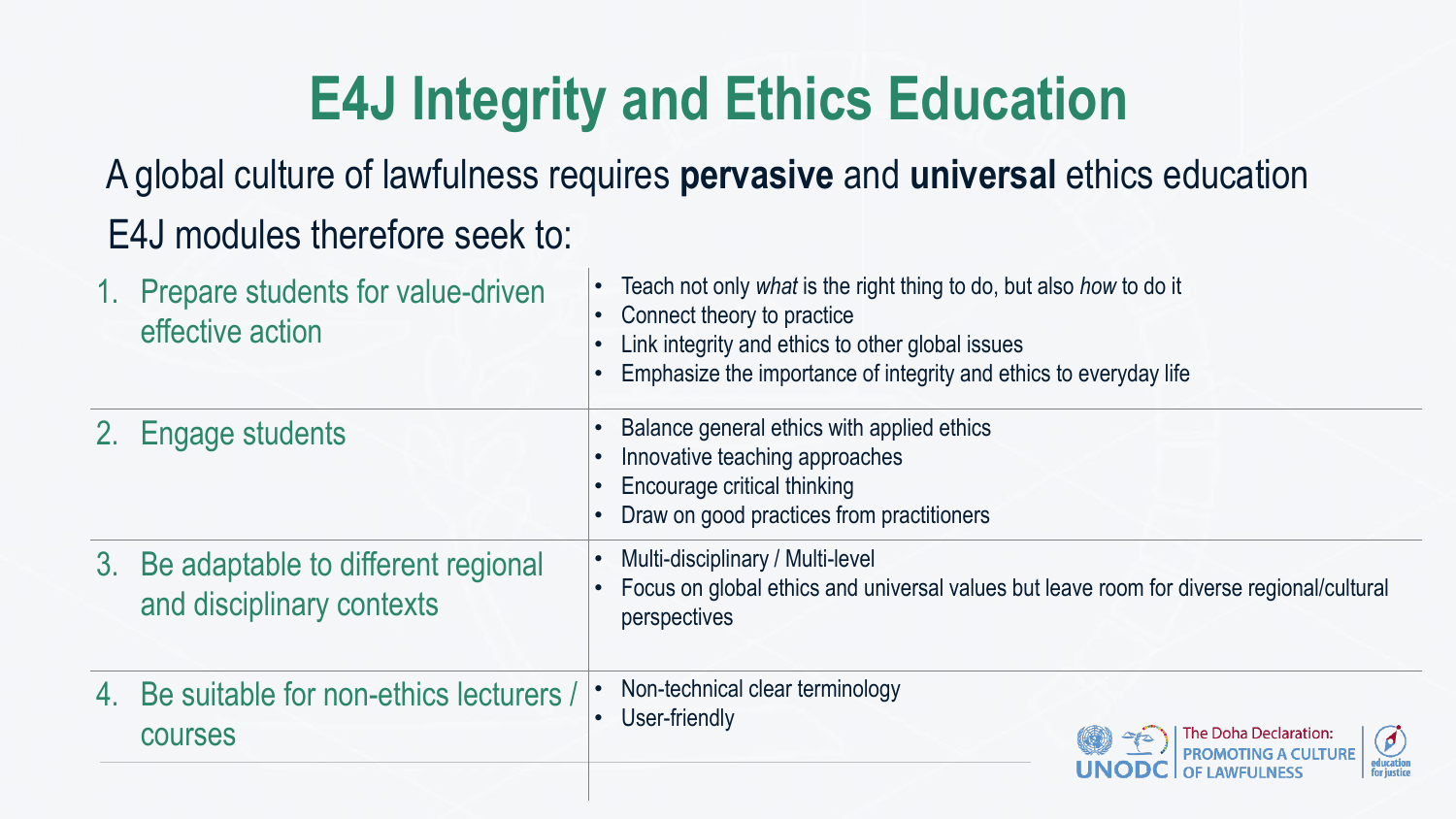# E4J Integrity and Ethics Education

A global culture of lawfulness requires **pervasive** and **universal** ethics education

E4J modules therefore seek to:

| | |
|---|---|
| 1. Prepare students for value-driven effective action | • Teach not only *what* is the right thing to do, but also *how* to do it<br>• Connect theory to practice<br>• Link integrity and ethics to other global issues<br>• Emphasize the importance of integrity and ethics to everyday life |
| 2. Engage students | • Balance general ethics with applied ethics<br>• Innovative teaching approaches<br>• Encourage critical thinking<br>• Draw on good practices from practitioners |
| 3. Be adaptable to different regional and disciplinary contexts | • Multi-disciplinary / Multi-level<br>• Focus on global ethics and universal values but leave room for diverse regional/cultural perspectives |
| 4. Be suitable for non-ethics lecturers / courses | • Non-technical clear terminology<br>• User-friendly |

UNODC | The Doha Declaration: PROMOTING A CULTURE OF LAWFULNESS | education for justice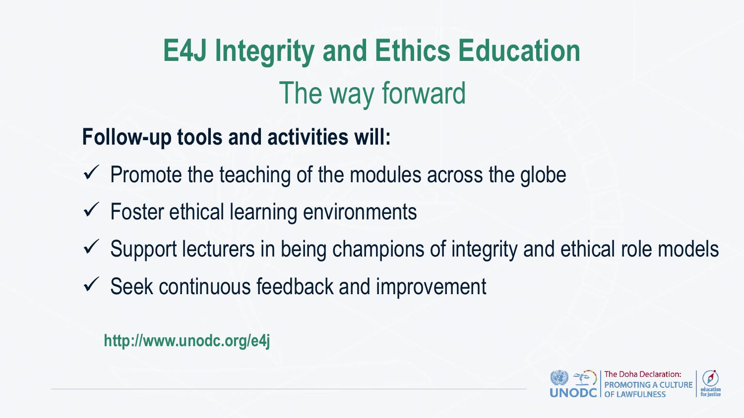# E4J Integrity and Ethics Education

## The way forward

**Follow-up tools and activities will:**

- ✓ Promote the teaching of the modules across the globe
- ✓ Foster ethical learning environments
- ✓ Support lecturers in being champions of integrity and ethical role models
- ✓ Seek continuous feedback and improvement

**http://www.unodc.org/e4j**

UNODC | The Doha Declaration: PROMOTING A CULTURE OF LAWFULNESS | education for justice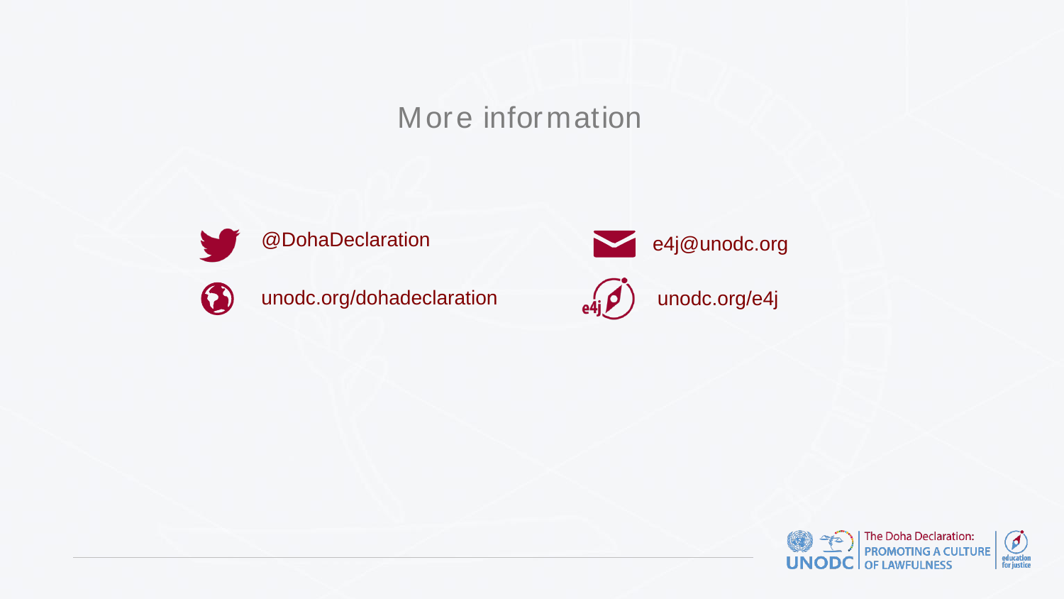# More information

@DohaDeclaration

unodc.org/dohadeclaration

e4j@unodc.org

unodc.org/e4j